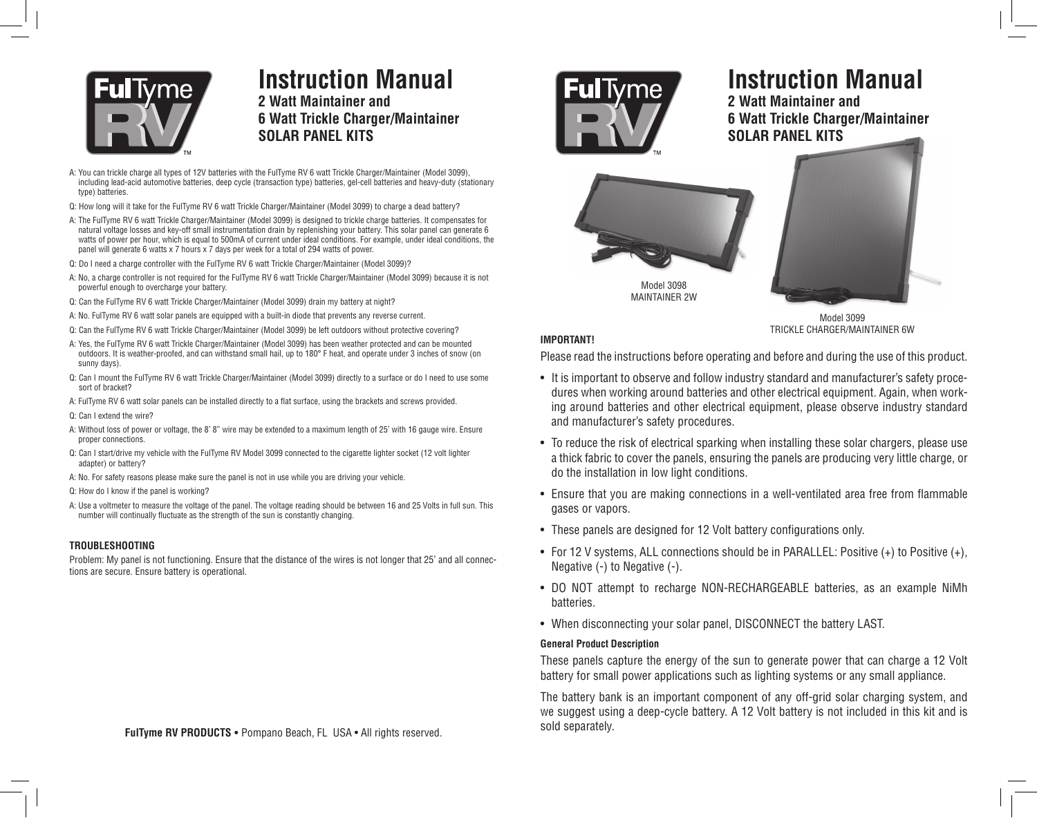# Instruction Manual

## 2 Watt Maintainer and 6 Watt Trickle Charger/Maintainer SOLAR PANEL KITS

A: You can trickle charge all types of 12V batteries with the FulTyme RV 6 watt Trickle Charger/Maintainer (Model 3099), including lead-acid automotive batteries, deep cycle (transaction type) batteries, gel-cell batteries and heavy-duty (stationary type) batteries.

Q: How long will it take for the FulTyme RV 6 watt Trickle Charger/Maintainer (Model 3099) to charge a dead battery?

A: The FulTyme RV 6 watt Trickle Charger/Maintainer (Model 3099) is designed to trickle charge batteries. It compensates for natural voltage losses and key-off small instrumentation drain by replenishing your battery. This solar panel can generate 6 watts of power per hour, which is equal to 500mA of current under ideal conditions. For example, under ideal conditions, the panel will generate 6 watts x 7 hours x 7 days per week for a total of 294 watts of power.

Q: Do I need a charge controller with the FulTyme RV 6 watt Trickle Charger/Maintainer (Model 3099)?

A: No, a charge controller is not required for the FulTyme RV 6 watt Trickle Charger/Maintainer (Model 3099) because it is not powerful enough to overcharge your battery.

Q: Can the FulTyme RV 6 watt Trickle Charger/Maintainer (Model 3099) drain my battery at night?

A: No. FulTyme RV 6 watt solar panels are equipped with a built-in diode that prevents any reverse current.

Q: Can the FulTyme RV 6 watt Trickle Charger/Maintainer (Model 3099) be left outdoors without protective covering?

A: Yes, the FulTyme RV 6 watt Trickle Charger/Maintainer (Model 3099) has been weather protected and can be mounted outdoors. It is weather-proofed, and can withstand small hail, up to 180° F heat, and operate under 3 inches of snow (on sunny days).

Q: Can I mount the FulTyme RV 6 watt Trickle Charger/Maintainer (Model 3099) directly to a surface or do I need to use some sort of bracket?

A: FulTyme RV 6 watt solar panels can be installed directly to a flat surface, using the brackets and screws provided.

Q: Can I extend the wire?

A: Without loss of power or voltage, the 8' 8" wire may be extended to a maximum length of 25' with 16 gauge wire. Ensure proper connections.

Q: Can I start/drive my vehicle with the FulTyme RV Model 3099 connected to the cigarette lighter socket (12 volt lighter adapter) or battery?

A: No. For safety reasons please make sure the panel is not in use while you are driving your vehicle.

Q: How do I know if the panel is working?

A: Use a voltmeter to measure the voltage of the panel. The voltage reading should be between 16 and 25 Volts in full sun. This number will continually fluctuate as the strength of the sun is constantly changing.

### TROUBLESHOOTING

Problem: My panel is not functioning. Ensure that the distance of the wires is not longer that 25' and all connections are secure. Ensure battery is operational.

**FulTyme RV PRODUCTS** • Pompano Beach, FL USA • All rights reserved.

# Instruction Manual

## 2 Watt Maintainer and 6 Watt Trickle Charger/Maintainer SOLAR PANEL KITS

Model 3098
MAINTAINER 2W

Model 3099
TRICKLE CHARGER/MAINTAINER 6W

**IMPORTANT!**

Please read the instructions before operating and before and during the use of this product.

- It is important to observe and follow industry standard and manufacturer's safety procedures when working around batteries and other electrical equipment. Again, when working around batteries and other electrical equipment, please observe industry standard and manufacturer's safety procedures.
- To reduce the risk of electrical sparking when installing these solar chargers, please use a thick fabric to cover the panels, ensuring the panels are producing very little charge, or do the installation in low light conditions.
- Ensure that you are making connections in a well-ventilated area free from flammable gases or vapors.
- These panels are designed for 12 Volt battery configurations only.
- For 12 V systems, ALL connections should be in PARALLEL: Positive (+) to Positive (+), Negative (-) to Negative (-).
- DO NOT attempt to recharge NON-RECHARGEABLE batteries, as an example NiMh batteries.
- When disconnecting your solar panel, DISCONNECT the battery LAST.

**General Product Description**

These panels capture the energy of the sun to generate power that can charge a 12 Volt battery for small power applications such as lighting systems or any small appliance.

The battery bank is an important component of any off-grid solar charging system, and we suggest using a deep-cycle battery. A 12 Volt battery is not included in this kit and is sold separately.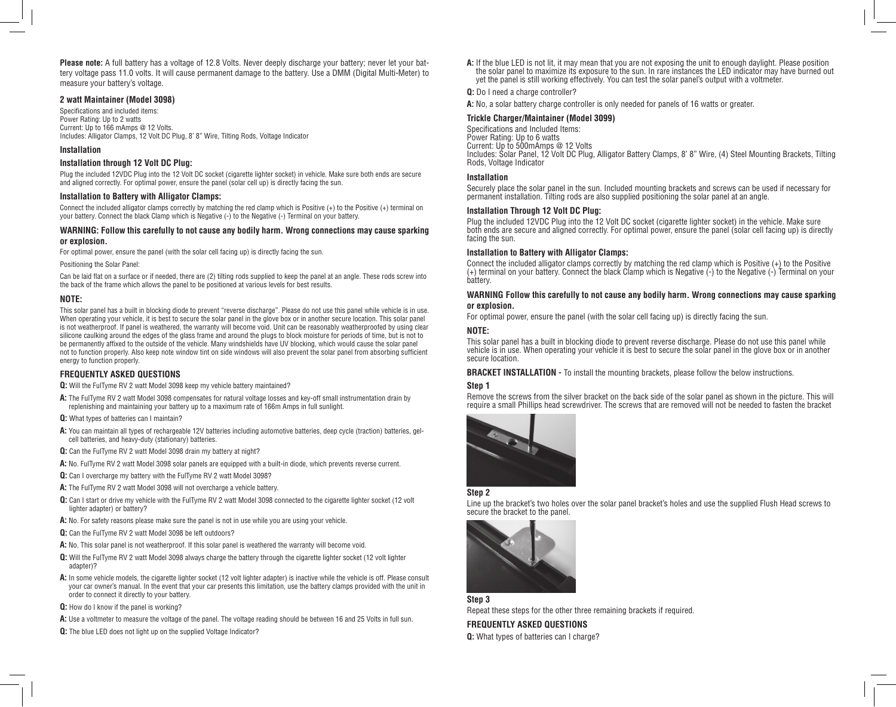**Please note:** A full battery has a voltage of 12.8 Volts. Never deeply discharge your battery; never let your battery voltage pass 11.0 volts. It will cause permanent damage to the battery. Use a DMM (Digital Multi-Meter) to measure your battery's voltage.

### 2 watt Maintainer (Model 3098)

Specifications and included items:
Power Rating: Up to 2 watts
Current: Up to 166 mAmps @ 12 Volts.
Includes: Alligator Clamps, 12 Volt DC Plug, 8' 8" Wire, Tilting Rods, Voltage Indicator

#### Installation

#### Installation through 12 Volt DC Plug:

Plug the included 12VDC Plug into the 12 Volt DC socket (cigarette lighter socket) in vehicle. Make sure both ends are secure and aligned correctly. For optimal power, ensure the panel (solar cell up) is directly facing the sun.

#### Installation to Battery with Alligator Clamps:

Connect the included alligator clamps correctly by matching the red clamp which is Positive (+) to the Positive (+) terminal on your battery. Connect the black Clamp which is Negative (-) to the Negative (-) Terminal on your battery.

**WARNING: Follow this carefully to not cause any bodily harm. Wrong connections may cause sparking or explosion.**

For optimal power, ensure the panel (with the solar cell facing up) is directly facing the sun.

Positioning the Solar Panel:

Can be laid flat on a surface or if needed, there are (2) tilting rods supplied to keep the panel at an angle. These rods screw into the back of the frame which allows the panel to be positioned at various levels for best results.

#### NOTE:

This solar panel has a built in blocking diode to prevent "reverse discharge". Please do not use this panel while vehicle is in use. When operating your vehicle, it is best to secure the solar panel in the glove box or in another secure location. This solar panel is not weatherproof. If panel is weathered, the warranty will become void. Unit can be reasonably weatherproofed by using clear silicone caulking around the edges of the glass frame and around the plugs to block moisture for periods of time, but is not to be permanently affixed to the outside of the vehicle. Many windshields have UV blocking, which would cause the solar panel not to function properly. Also keep note window tint on side windows will also prevent the solar panel from absorbing sufficient energy to function properly.

#### FREQUENTLY ASKED QUESTIONS

**Q:** Will the FulTyme RV 2 watt Model 3098 keep my vehicle battery maintained?

**A:** The FulTyme RV 2 watt Model 3098 compensates for natural voltage losses and key-off small instrumentation drain by replenishing and maintaining your battery up to a maximum rate of 166m Amps in full sunlight.

**Q:** What types of batteries can I maintain?

**A:** You can maintain all types of rechargeable 12V batteries including automotive batteries, deep cycle (traction) batteries, gel-cell batteries, and heavy-duty (stationary) batteries.

**Q:** Can the FulTyme RV 2 watt Model 3098 drain my battery at night?

**A:** No. FulTyme RV 2 watt Model 3098 solar panels are equipped with a built-in diode, which prevents reverse current.

**Q:** Can I overcharge my battery with the FulTyme RV 2 watt Model 3098?

**A:** The FulTyme RV 2 watt Model 3098 will not overcharge a vehicle battery.

**Q:** Can I start or drive my vehicle with the FulTyme RV 2 watt Model 3098 connected to the cigarette lighter socket (12 volt lighter adapter) or battery?

**A:** No. For safety reasons please make sure the panel is not in use while you are using your vehicle.

**Q:** Can the FulTyme RV 2 watt Model 3098 be left outdoors?

**A:** No. This solar panel is not weatherproof. If this solar panel is weathered the warranty will become void.

**Q:** Will the FulTyme RV 2 watt Model 3098 always charge the battery through the cigarette lighter socket (12 volt lighter adapter)?

**A:** In some vehicle models, the cigarette lighter socket (12 volt lighter adapter) is inactive while the vehicle is off. Please consult your car owner's manual. In the event that your car presents this limitation, use the battery clamps provided with the unit in order to connect it directly to your battery.

**Q:** How do I know if the panel is working?

**A:** Use a voltmeter to measure the voltage of the panel. The voltage reading should be between 16 and 25 Volts in full sun.

**Q:** The blue LED does not light up on the supplied Voltage Indicator?

**A:** If the blue LED is not lit, it may mean that you are not exposing the unit to enough daylight. Please position the solar panel to maximize its exposure to the sun. In rare instances the LED indicator may have burned out yet the panel is still working effectively. You can test the solar panel's output with a voltmeter.

**Q:** Do I need a charge controller?

**A:** No, a solar battery charge controller is only needed for panels of 16 watts or greater.

### Trickle Charger/Maintainer (Model 3099)

Specifications and Included Items:
Power Rating: Up to 6 watts
Current: Up to 500mAmps @ 12 Volts
Includes: Solar Panel, 12 Volt DC Plug, Alligator Battery Clamps, 8' 8" Wire, (4) Steel Mounting Brackets, Tilting Rods, Voltage Indicator

#### Installation

Securely place the solar panel in the sun. Included mounting brackets and screws can be used if necessary for permanent installation. Tilting rods are also supplied positioning the solar panel at an angle.

#### Installation Through 12 Volt DC Plug:

Plug the included 12VDC Plug into the 12 Volt DC socket (cigarette lighter socket) in the vehicle. Make sure both ends are secure and aligned correctly. For optimal power, ensure the panel (solar cell facing up) is directly facing the sun.

#### Installation to Battery with Alligator Clamps:

Connect the included alligator clamps correctly by matching the red clamp which is Positive (+) to the Positive (+) terminal on your battery. Connect the black Clamp which is Negative (-) to the Negative (-) Terminal on your battery.

**WARNING Follow this carefully to not cause any bodily harm. Wrong connections may cause sparking or explosion.**

For optimal power, ensure the panel (with the solar cell facing up) is directly facing the sun.

#### NOTE:

This solar panel has a built in blocking diode to prevent reverse discharge. Please do not use this panel while vehicle is in use. When operating your vehicle it is best to secure the solar panel in the glove box or in another secure location.

**BRACKET INSTALLATION -** To install the mounting brackets, please follow the below instructions.

#### Step 1

Remove the screws from the silver bracket on the back side of the solar panel as shown in the picture. This will require a small Phillips head screwdriver. The screws that are removed will not be needed to fasten the bracket

#### Step 2

Line up the bracket's two holes over the solar panel bracket's holes and use the supplied Flush Head screws to secure the bracket to the panel.

#### Step 3

Repeat these steps for the other three remaining brackets if required.

#### FREQUENTLY ASKED QUESTIONS

**Q:** What types of batteries can I charge?